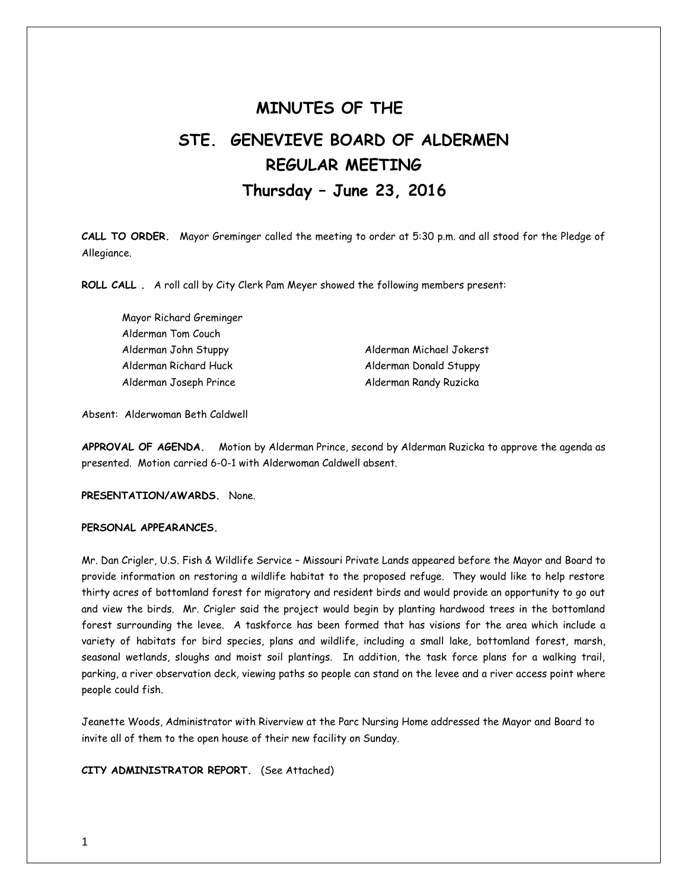# MINUTES OF THE

# STE. GENEVIEVE BOARD OF ALDERMEN

## REGULAR MEETING

## Thursday – June 23, 2016

**CALL TO ORDER.** Mayor Greminger called the meeting to order at 5:30 p.m. and all stood for the Pledge of Allegiance.

**ROLL CALL .** A roll call by City Clerk Pam Meyer showed the following members present:

Mayor Richard Greminger
Alderman Tom Couch
Alderman John Stuppy
Alderman Richard Huck
Alderman Joseph Prince
Alderman Michael Jokerst
Alderman Donald Stuppy
Alderman Randy Ruzicka

Absent: Alderwoman Beth Caldwell

**APPROVAL OF AGENDA.** Motion by Alderman Prince, second by Alderman Ruzicka to approve the agenda as presented. Motion carried 6-0-1 with Alderwoman Caldwell absent.

**PRESENTATION/AWARDS.** None.

**PERSONAL APPEARANCES.**

Mr. Dan Crigler, U.S. Fish & Wildlife Service – Missouri Private Lands appeared before the Mayor and Board to provide information on restoring a wildlife habitat to the proposed refuge. They would like to help restore thirty acres of bottomland forest for migratory and resident birds and would provide an opportunity to go out and view the birds. Mr. Crigler said the project would begin by planting hardwood trees in the bottomland forest surrounding the levee. A taskforce has been formed that has visions for the area which include a variety of habitats for bird species, plans and wildlife, including a small lake, bottomland forest, marsh, seasonal wetlands, sloughs and moist soil plantings. In addition, the task force plans for a walking trail, parking, a river observation deck, viewing paths so people can stand on the levee and a river access point where people could fish.

Jeanette Woods, Administrator with Riverview at the Parc Nursing Home addressed the Mayor and Board to invite all of them to the open house of their new facility on Sunday.

**CITY ADMINISTRATOR REPORT.** (See Attached)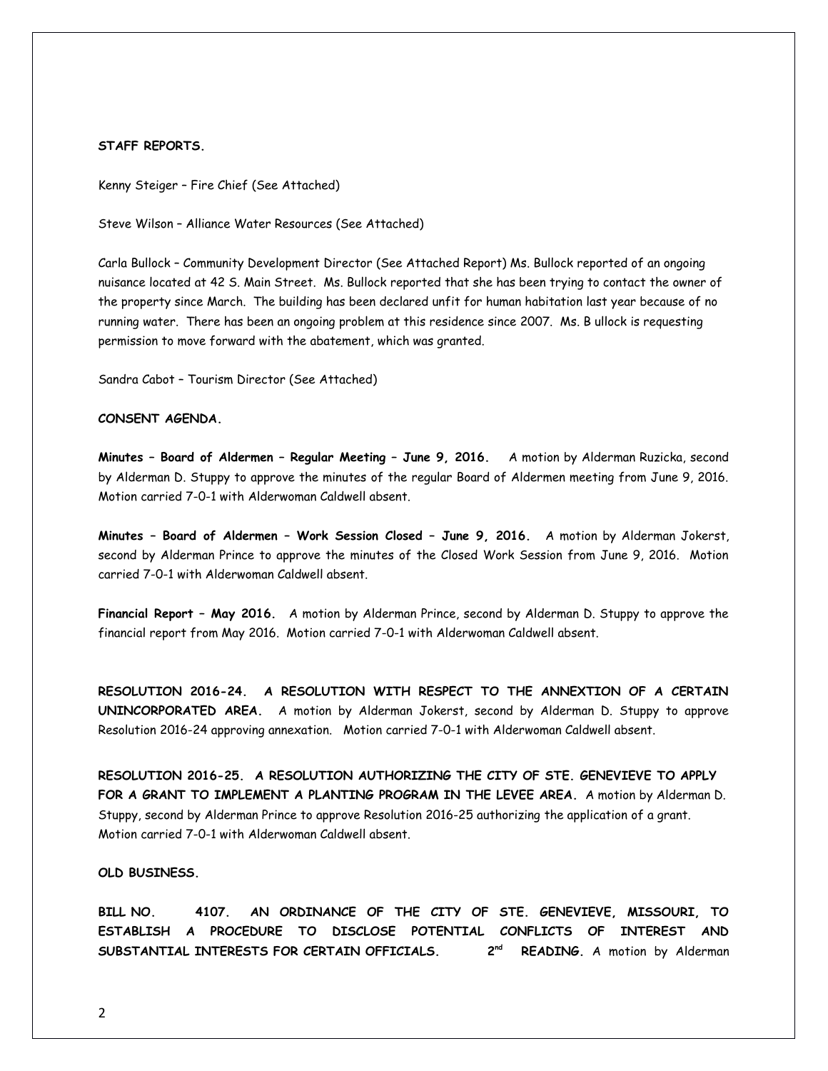**STAFF REPORTS.**

Kenny Steiger – Fire Chief (See Attached)

Steve Wilson – Alliance Water Resources (See Attached)

Carla Bullock – Community Development Director (See Attached Report) Ms. Bullock reported of an ongoing nuisance located at 42 S. Main Street. Ms. Bullock reported that she has been trying to contact the owner of the property since March. The building has been declared unfit for human habitation last year because of no running water. There has been an ongoing problem at this residence since 2007. Ms. B ullock is requesting permission to move forward with the abatement, which was granted.

Sandra Cabot – Tourism Director (See Attached)

**CONSENT AGENDA.**

**Minutes – Board of Aldermen – Regular Meeting – June 9, 2016.** A motion by Alderman Ruzicka, second by Alderman D. Stuppy to approve the minutes of the regular Board of Aldermen meeting from June 9, 2016. Motion carried 7-0-1 with Alderwoman Caldwell absent.

**Minutes – Board of Aldermen – Work Session Closed – June 9, 2016.** A motion by Alderman Jokerst, second by Alderman Prince to approve the minutes of the Closed Work Session from June 9, 2016. Motion carried 7-0-1 with Alderwoman Caldwell absent.

**Financial Report – May 2016.** A motion by Alderman Prince, second by Alderman D. Stuppy to approve the financial report from May 2016. Motion carried 7-0-1 with Alderwoman Caldwell absent.

**RESOLUTION 2016-24. A RESOLUTION WITH RESPECT TO THE ANNEXTION OF A CERTAIN UNINCORPORATED AREA.** A motion by Alderman Jokerst, second by Alderman D. Stuppy to approve Resolution 2016-24 approving annexation. Motion carried 7-0-1 with Alderwoman Caldwell absent.

**RESOLUTION 2016-25. A RESOLUTION AUTHORIZING THE CITY OF STE. GENEVIEVE TO APPLY FOR A GRANT TO IMPLEMENT A PLANTING PROGRAM IN THE LEVEE AREA.** A motion by Alderman D. Stuppy, second by Alderman Prince to approve Resolution 2016-25 authorizing the application of a grant. Motion carried 7-0-1 with Alderwoman Caldwell absent.

**OLD BUSINESS.**

**BILL NO. 4107. AN ORDINANCE OF THE CITY OF STE. GENEVIEVE, MISSOURI, TO ESTABLISH A PROCEDURE TO DISCLOSE POTENTIAL CONFLICTS OF INTEREST AND SUBSTANTIAL INTERESTS FOR CERTAIN OFFICIALS. 2nd READING.** A motion by Alderman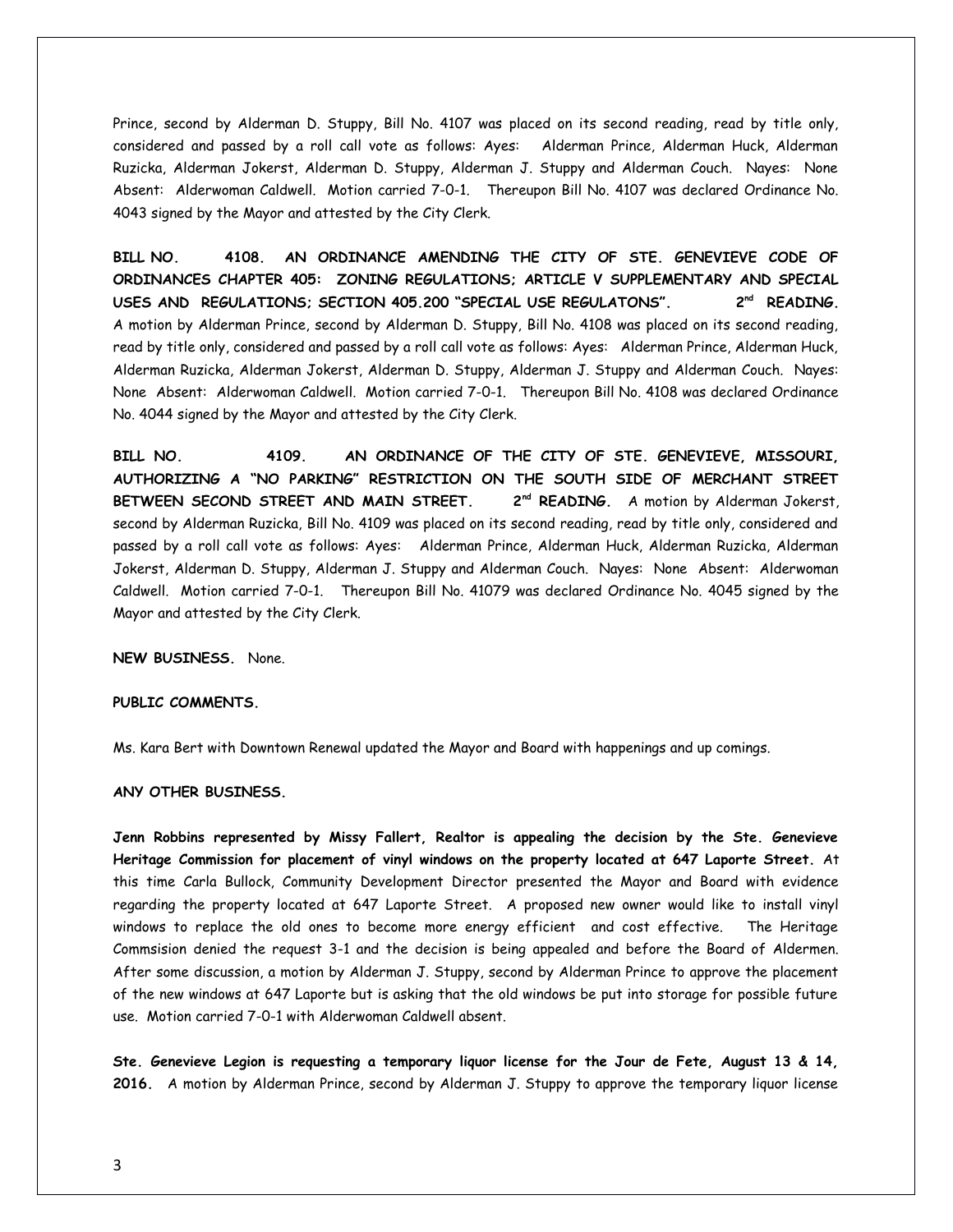Prince, second by Alderman D. Stuppy, Bill No. 4107 was placed on its second reading, read by title only, considered and passed by a roll call vote as follows: Ayes: Alderman Prince, Alderman Huck, Alderman Ruzicka, Alderman Jokerst, Alderman D. Stuppy, Alderman J. Stuppy and Alderman Couch. Nayes: None Absent: Alderwoman Caldwell. Motion carried 7-0-1. Thereupon Bill No. 4107 was declared Ordinance No. 4043 signed by the Mayor and attested by the City Clerk.

**BILL NO. 4108. AN ORDINANCE AMENDING THE CITY OF STE. GENEVIEVE CODE OF ORDINANCES CHAPTER 405: ZONING REGULATIONS; ARTICLE V SUPPLEMENTARY AND SPECIAL USES AND REGULATIONS; SECTION 405.200 "SPECIAL USE REGULATONS". 2nd READING.** A motion by Alderman Prince, second by Alderman D. Stuppy, Bill No. 4108 was placed on its second reading, read by title only, considered and passed by a roll call vote as follows: Ayes: Alderman Prince, Alderman Huck, Alderman Ruzicka, Alderman Jokerst, Alderman D. Stuppy, Alderman J. Stuppy and Alderman Couch. Nayes: None Absent: Alderwoman Caldwell. Motion carried 7-0-1. Thereupon Bill No. 4108 was declared Ordinance No. 4044 signed by the Mayor and attested by the City Clerk.

**BILL NO. 4109. AN ORDINANCE OF THE CITY OF STE. GENEVIEVE, MISSOURI, AUTHORIZING A "NO PARKING" RESTRICTION ON THE SOUTH SIDE OF MERCHANT STREET BETWEEN SECOND STREET AND MAIN STREET. 2nd READING.** A motion by Alderman Jokerst, second by Alderman Ruzicka, Bill No. 4109 was placed on its second reading, read by title only, considered and passed by a roll call vote as follows: Ayes: Alderman Prince, Alderman Huck, Alderman Ruzicka, Alderman Jokerst, Alderman D. Stuppy, Alderman J. Stuppy and Alderman Couch. Nayes: None Absent: Alderwoman Caldwell. Motion carried 7-0-1. Thereupon Bill No. 41079 was declared Ordinance No. 4045 signed by the Mayor and attested by the City Clerk.

**NEW BUSINESS.** None.

**PUBLIC COMMENTS.**

Ms. Kara Bert with Downtown Renewal updated the Mayor and Board with happenings and up comings.

**ANY OTHER BUSINESS.**

**Jenn Robbins represented by Missy Fallert, Realtor is appealing the decision by the Ste. Genevieve Heritage Commission for placement of vinyl windows on the property located at 647 Laporte Street.** At this time Carla Bullock, Community Development Director presented the Mayor and Board with evidence regarding the property located at 647 Laporte Street. A proposed new owner would like to install vinyl windows to replace the old ones to become more energy efficient and cost effective. The Heritage Commsision denied the request 3-1 and the decision is being appealed and before the Board of Aldermen. After some discussion, a motion by Alderman J. Stuppy, second by Alderman Prince to approve the placement of the new windows at 647 Laporte but is asking that the old windows be put into storage for possible future use. Motion carried 7-0-1 with Alderwoman Caldwell absent.

**Ste. Genevieve Legion is requesting a temporary liquor license for the Jour de Fete, August 13 & 14, 2016.** A motion by Alderman Prince, second by Alderman J. Stuppy to approve the temporary liquor license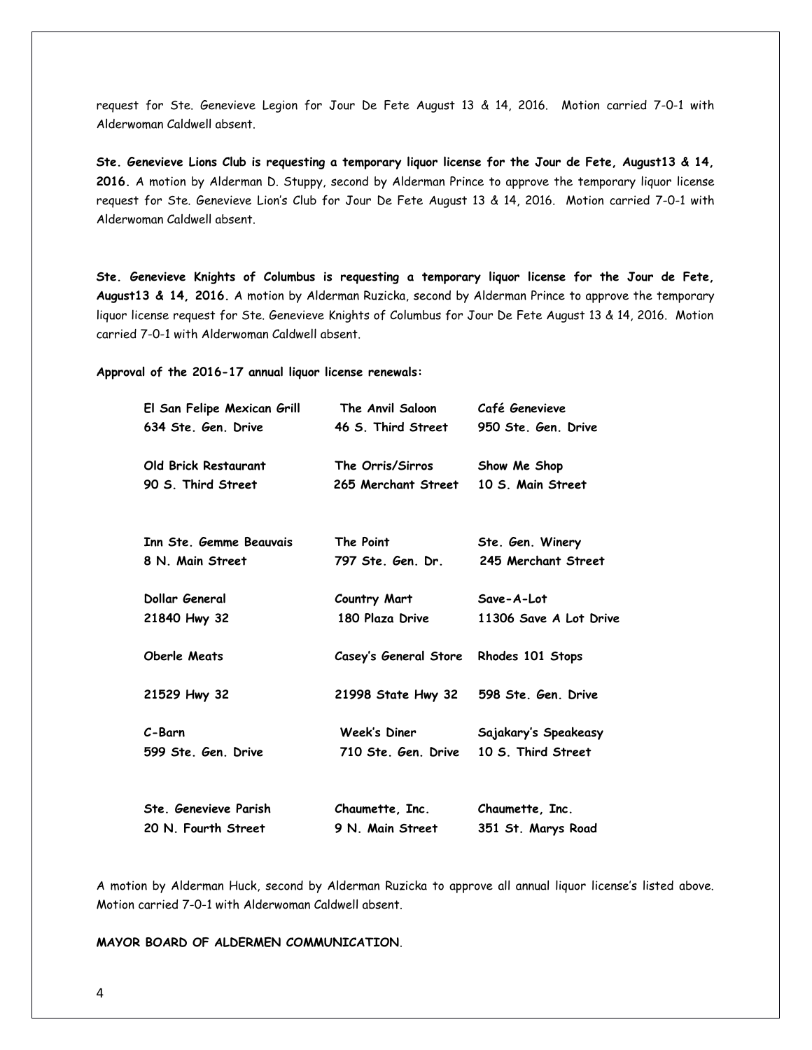request for Ste. Genevieve Legion for Jour De Fete August 13 & 14, 2016. Motion carried 7-0-1 with Alderwoman Caldwell absent.

**Ste. Genevieve Lions Club is requesting a temporary liquor license for the Jour de Fete, August13 & 14, 2016.** A motion by Alderman D. Stuppy, second by Alderman Prince to approve the temporary liquor license request for Ste. Genevieve Lion's Club for Jour De Fete August 13 & 14, 2016. Motion carried 7-0-1 with Alderwoman Caldwell absent.

**Ste. Genevieve Knights of Columbus is requesting a temporary liquor license for the Jour de Fete, August13 & 14, 2016.** A motion by Alderman Ruzicka, second by Alderman Prince to approve the temporary liquor license request for Ste. Genevieve Knights of Columbus for Jour De Fete August 13 & 14, 2016. Motion carried 7-0-1 with Alderwoman Caldwell absent.

**Approval of the 2016-17 annual liquor license renewals:**

| | | |
|---|---|---|
| **El San Felipe Mexican Grill**<br>**634 Ste. Gen. Drive** | **The Anvil Saloon**<br>**46 S. Third Street** | **Café Genevieve**<br>**950 Ste. Gen. Drive** |
| **Old Brick Restaurant**<br>**90 S. Third Street** | **The Orris/Sirros**<br>**265 Merchant Street** | **Show Me Shop**<br>**10 S. Main Street** |
| **Inn Ste. Gemme Beauvais**<br>**8 N. Main Street** | **The Point**<br>**797 Ste. Gen. Dr.** | **Ste. Gen. Winery**<br>**245 Merchant Street** |
| **Dollar General**<br>**21840 Hwy 32** | **Country Mart**<br>**180 Plaza Drive** | **Save-A-Lot**<br>**11306 Save A Lot Drive** |
| **Oberle Meats**<br>**21529 Hwy 32** | **Casey's General Store**<br>**21998 State Hwy 32** | **Rhodes 101 Stops**<br>**598 Ste. Gen. Drive** |
| **C-Barn**<br>**599 Ste. Gen. Drive** | **Week's Diner**<br>**710 Ste. Gen. Drive** | **Sajakary's Speakeasy**<br>**10 S. Third Street** |
| **Ste. Genevieve Parish**<br>**20 N. Fourth Street** | **Chaumette, Inc.**<br>**9 N. Main Street** | **Chaumette, Inc.**<br>**351 St. Marys Road** |

A motion by Alderman Huck, second by Alderman Ruzicka to approve all annual liquor license's listed above. Motion carried 7-0-1 with Alderwoman Caldwell absent.

**MAYOR BOARD OF ALDERMEN COMMUNICATION**.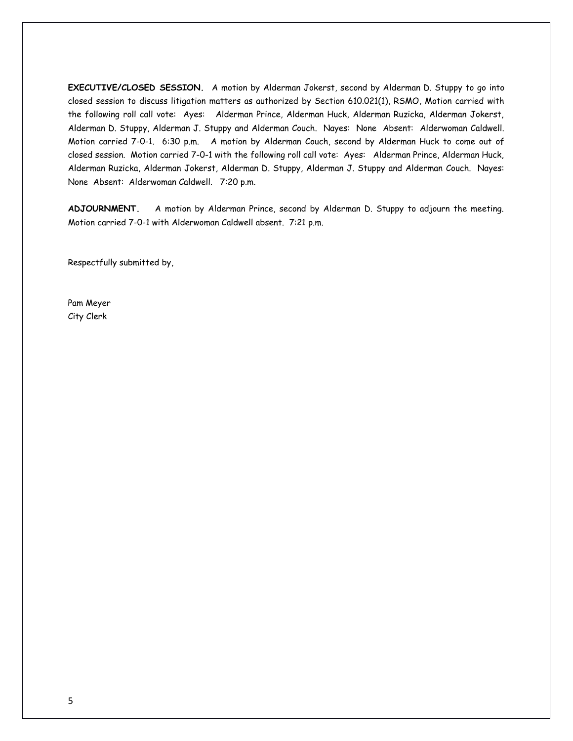**EXECUTIVE/CLOSED SESSION.** A motion by Alderman Jokerst, second by Alderman D. Stuppy to go into closed session to discuss litigation matters as authorized by Section 610.021(1), RSMO, Motion carried with the following roll call vote: Ayes: Alderman Prince, Alderman Huck, Alderman Ruzicka, Alderman Jokerst, Alderman D. Stuppy, Alderman J. Stuppy and Alderman Couch. Nayes: None Absent: Alderwoman Caldwell. Motion carried 7-0-1. 6:30 p.m. A motion by Alderman Couch, second by Alderman Huck to come out of closed session. Motion carried 7-0-1 with the following roll call vote: Ayes: Alderman Prince, Alderman Huck, Alderman Ruzicka, Alderman Jokerst, Alderman D. Stuppy, Alderman J. Stuppy and Alderman Couch. Nayes: None Absent: Alderwoman Caldwell. 7:20 p.m.

**ADJOURNMENT.** A motion by Alderman Prince, second by Alderman D. Stuppy to adjourn the meeting. Motion carried 7-0-1 with Alderwoman Caldwell absent. 7:21 p.m.

Respectfully submitted by,

Pam Meyer
City Clerk